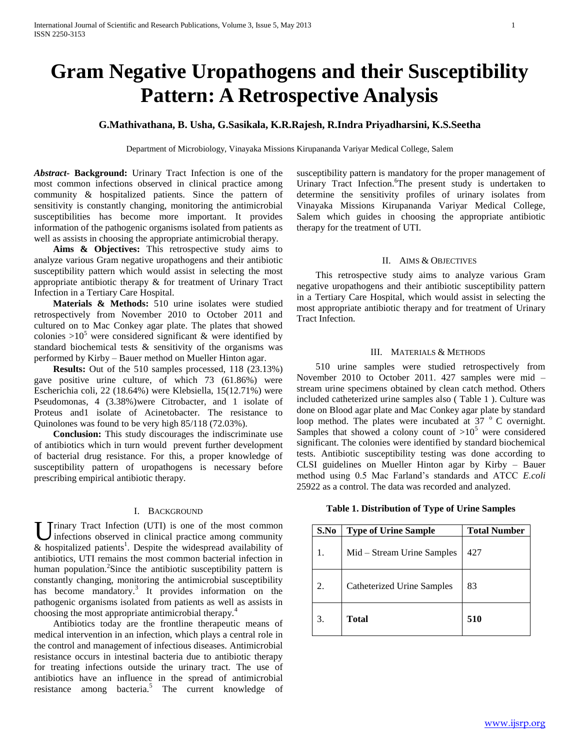# Gram Negative Uropathogens and their Susceptibility Pattern: A Retrospective Analysis

**G.Mathivathana, B. Usha, G.Sasikala, K.R.Rajesh, R.Indra Priyadharsini, K.S.Seetha**

Department of Microbiology, Vinayaka Missions Kirupananda Variyar Medical College, Salem

***Abstract-*** **Background:** Urinary Tract Infection is one of the most common infections observed in clinical practice among community & hospitalized patients. Since the pattern of sensitivity is constantly changing, monitoring the antimicrobial susceptibilities has become more important. It provides information of the pathogenic organisms isolated from patients as well as assists in choosing the appropriate antimicrobial therapy.

**Aims & Objectives:** This retrospective study aims to analyze various Gram negative uropathogens and their antibiotic susceptibility pattern which would assist in selecting the most appropriate antibiotic therapy & for treatment of Urinary Tract Infection in a Tertiary Care Hospital.

**Materials & Methods:** 510 urine isolates were studied retrospectively from November 2010 to October 2011 and cultured on to Mac Conkey agar plate. The plates that showed colonies $>10^5$ were considered significant & were identified by standard biochemical tests & sensitivity of the organisms was performed by Kirby – Bauer method on Mueller Hinton agar.

**Results:** Out of the 510 samples processed, 118 (23.13%) gave positive urine culture, of which 73 (61.86%) were Escherichia coli, 22 (18.64%) were Klebsiella, 15(12.71%) were Pseudomonas, 4 (3.38%)were Citrobacter, and 1 isolate of Proteus and1 isolate of Acinetobacter. The resistance to Quinolones was found to be very high 85/118 (72.03%).

**Conclusion:** This study discourages the indiscriminate use of antibiotics which in turn would prevent further development of bacterial drug resistance. For this, a proper knowledge of susceptibility pattern of uropathogens is necessary before prescribing empirical antibiotic therapy.

## I. Background

Urinary Tract Infection (UTI) is one of the most common infections observed in clinical practice among community & hospitalized patients[1]. Despite the widespread availability of antibiotics, UTI remains the most common bacterial infection in human population.[2]Since the antibiotic susceptibility pattern is constantly changing, monitoring the antimicrobial susceptibility has become mandatory.[3] It provides information on the pathogenic organisms isolated from patients as well as assists in choosing the most appropriate antimicrobial therapy.[4]

Antibiotics today are the frontline therapeutic means of medical intervention in an infection, which plays a central role in the control and management of infectious diseases. Antimicrobial resistance occurs in intestinal bacteria due to antibiotic therapy for treating infections outside the urinary tract. The use of antibiotics have an influence in the spread of antimicrobial resistance among bacteria.[5] The current knowledge of susceptibility pattern is mandatory for the proper management of Urinary Tract Infection.[6]The present study is undertaken to determine the sensitivity profiles of urinary isolates from Vinayaka Missions Kirupananda Variyar Medical College, Salem which guides in choosing the appropriate antibiotic therapy for the treatment of UTI.

## II. Aims & Objectives

This retrospective study aims to analyze various Gram negative uropathogens and their antibiotic susceptibility pattern in a Tertiary Care Hospital, which would assist in selecting the most appropriate antibiotic therapy and for treatment of Urinary Tract Infection.

## III. Materials & Methods

510 urine samples were studied retrospectively from November 2010 to October 2011. 427 samples were mid – stream urine specimens obtained by clean catch method. Others included catheterized urine samples also ( Table 1 ). Culture was done on Blood agar plate and Mac Conkey agar plate by standard loop method. The plates were incubated at $37\ ^{o}$ C overnight. Samples that showed a colony count of $>10^5$ were considered significant. The colonies were identified by standard biochemical tests. Antibiotic susceptibility testing was done according to CLSI guidelines on Mueller Hinton agar by Kirby – Bauer method using 0.5 Mac Farland's standards and ATCC *E.coli* 25922 as a control. The data was recorded and analyzed.

**Table 1. Distribution of Type of Urine Samples**

| S.No | Type of Urine Sample | Total Number |
|---|---|---|
| 1. | Mid – Stream Urine Samples | 427 |
| 2. | Catheterized Urine Samples | 83 |
| 3. | **Total** | **510** |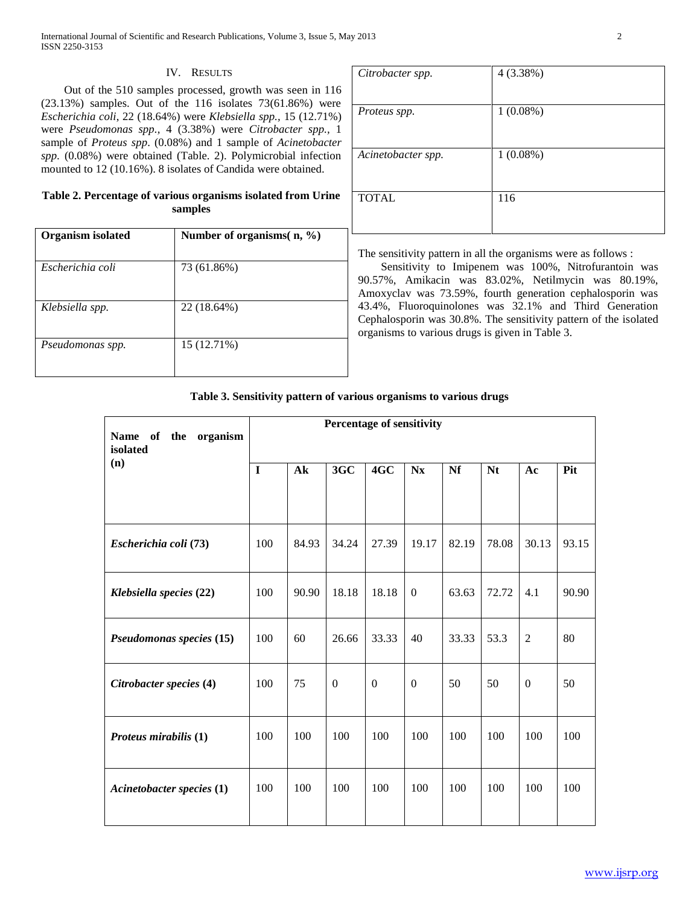## IV. Results

Out of the 510 samples processed, growth was seen in 116 (23.13%) samples. Out of the 116 isolates 73(61.86%) were *Escherichia coli*, 22 (18.64%) were *Klebsiella spp.*, 15 (12.71%) were *Pseudomonas spp.*, 4 (3.38%) were *Citrobacter spp.*, 1 sample of *Proteus spp*. (0.08%) and 1 sample of *Acinetobacter spp*. (0.08%) were obtained (Table. 2). Polymicrobial infection mounted to 12 (10.16%). 8 isolates of Candida were obtained.

**Table 2. Percentage of various organisms isolated from Urine samples**

| Organism isolated | Number of organisms( n, %) |
|---|---|
| *Escherichia coli* | 73 (61.86%) |
| *Klebsiella spp.* | 22 (18.64%) |
| *Pseudomonas spp.* | 15 (12.71%) |
| *Citrobacter spp.* | 4 (3.38%) |
| *Proteus spp.* | 1 (0.08%) |
| *Acinetobacter spp.* | 1 (0.08%) |
| TOTAL | 116 |

The sensitivity pattern in all the organisms were as follows :

Sensitivity to Imipenem was 100%, Nitrofurantoin was 90.57%, Amikacin was 83.02%, Netilmycin was 80.19%, Amoxyclav was 73.59%, fourth generation cephalosporin was 43.4%, Fluoroquinolones was 32.1% and Third Generation Cephalosporin was 30.8%. The sensitivity pattern of the isolated organisms to various drugs is given in Table 3.

**Table 3. Sensitivity pattern of various organisms to various drugs**

| Name of the organism isolated (n) | Percentage of sensitivity | | | | | | | | |
|---|---|---|---|---|---|---|---|---|---|
| | I | Ak | 3GC | 4GC | Nx | Nf | Nt | Ac | Pit |
| ***Escherichia coli* (73)** | 100 | 84.93 | 34.24 | 27.39 | 19.17 | 82.19 | 78.08 | 30.13 | 93.15 |
| ***Klebsiella species* (22)** | 100 | 90.90 | 18.18 | 18.18 | 0 | 63.63 | 72.72 | 4.1 | 90.90 |
| ***Pseudomonas species* (15)** | 100 | 60 | 26.66 | 33.33 | 40 | 33.33 | 53.3 | 2 | 80 |
| ***Citrobacter species* (4)** | 100 | 75 | 0 | 0 | 0 | 50 | 50 | 0 | 50 |
| ***Proteus mirabilis* (1)** | 100 | 100 | 100 | 100 | 100 | 100 | 100 | 100 | 100 |
| ***Acinetobacter species* (1)** | 100 | 100 | 100 | 100 | 100 | 100 | 100 | 100 | 100 |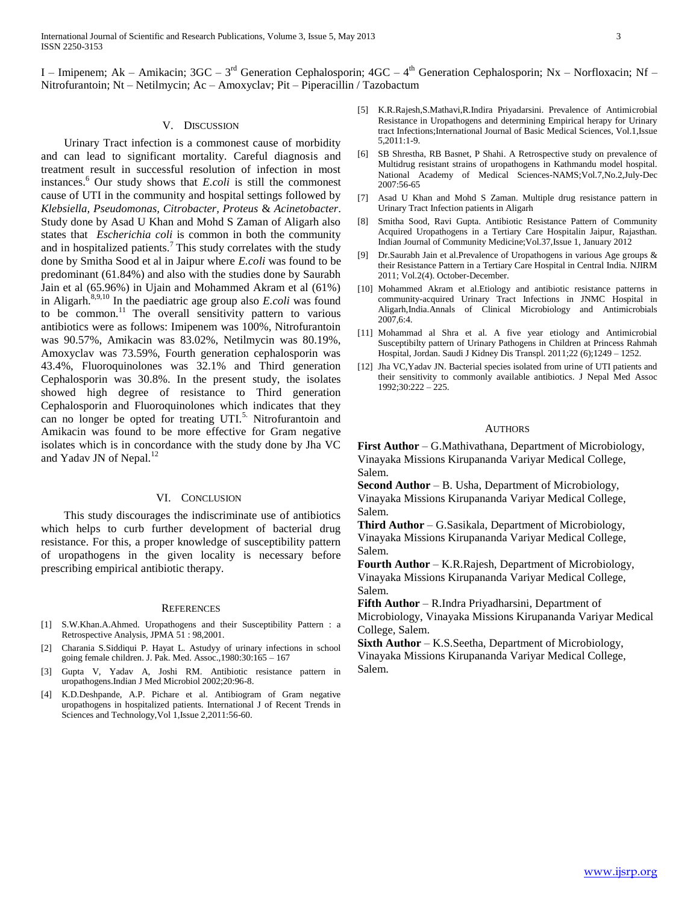I – Imipenem; Ak – Amikacin; 3GC – 3rd Generation Cephalosporin; 4GC – 4th Generation Cephalosporin; Nx – Norfloxacin; Nf – Nitrofurantoin; Nt – Netilmycin; Ac – Amoxyclav; Pit – Piperacillin / Tazobactum

## V. Discussion

Urinary Tract infection is a commonest cause of morbidity and can lead to significant mortality. Careful diagnosis and treatment result in successful resolution of infection in most instances.[6] Our study shows that *E.coli* is still the commonest cause of UTI in the community and hospital settings followed by *Klebsiella, Pseudomonas, Citrobacter, Proteus* & *Acinetobacter*. Study done by Asad U Khan and Mohd S Zaman of Aligarh also states that *Escherichia coli* is common in both the community and in hospitalized patients.[7] This study correlates with the study done by Smitha Sood et al in Jaipur where *E.coli* was found to be predominant (61.84%) and also with the studies done by Saurabh Jain et al (65.96%) in Ujain and Mohammed Akram et al (61%) in Aligarh.[8,9,10] In the paediatric age group also *E.coli* was found to be common.[11] The overall sensitivity pattern to various antibiotics were as follows: Imipenem was 100%, Nitrofurantoin was 90.57%, Amikacin was 83.02%, Netilmycin was 80.19%, Amoxyclav was 73.59%, Fourth generation cephalosporin was 43.4%, Fluoroquinolones was 32.1% and Third generation Cephalosporin was 30.8%. In the present study, the isolates showed high degree of resistance to Third generation Cephalosporin and Fluoroquinolones which indicates that they can no longer be opted for treating UTI.[5] Nitrofurantoin and Amikacin was found to be more effective for Gram negative isolates which is in concordance with the study done by Jha VC and Yadav JN of Nepal.[12]

## VI. Conclusion

This study discourages the indiscriminate use of antibiotics which helps to curb further development of bacterial drug resistance. For this, a proper knowledge of susceptibility pattern of uropathogens in the given locality is necessary before prescribing empirical antibiotic therapy.

## References

[1] S.W.Khan.A.Ahmed. Uropathogens and their Susceptibility Pattern : a Retrospective Analysis, JPMA 51 : 98,2001.

[2] Charania S.Siddiqui P. Hayat L. Astudyy of urinary infections in school going female children. J. Pak. Med. Assoc.,1980:30:165 – 167

[3] Gupta V, Yadav A, Joshi RM. Antibiotic resistance pattern in uropathogens.Indian J Med Microbiol 2002;20:96-8.

[4] K.D.Deshpande, A.P. Pichare et al. Antibiogram of Gram negative uropathogens in hospitalized patients. International J of Recent Trends in Sciences and Technology,Vol 1,Issue 2,2011:56-60.

[5] K.R.Rajesh,S.Mathavi,R.Indira Priyadarsini. Prevalence of Antimicrobial Resistance in Uropathogens and determining Empirical herapy for Urinary tract Infections;International Journal of Basic Medical Sciences, Vol.1,Issue 5,2011:1-9.

[6] SB Shrestha, RB Basnet, P Shahi. A Retrospective study on prevalence of Multidrug resistant strains of uropathogens in Kathmandu model hospital. National Academy of Medical Sciences-NAMS;Vol.7,No.2,July-Dec 2007:56-65

[7] Asad U Khan and Mohd S Zaman. Multiple drug resistance pattern in Urinary Tract Infection patients in Aligarh

[8] Smitha Sood, Ravi Gupta. Antibiotic Resistance Pattern of Community Acquired Uropathogens in a Tertiary Care Hospitalin Jaipur, Rajasthan. Indian Journal of Community Medicine;Vol.37,Issue 1, January 2012

[9] Dr.Saurabh Jain et al.Prevalence of Uropathogens in various Age groups & their Resistance Pattern in a Tertiary Care Hospital in Central India. NJIRM 2011; Vol.2(4). October-December.

[10] Mohammed Akram et al.Etiology and antibiotic resistance patterns in community-acquired Urinary Tract Infections in JNMC Hospital in Aligarh,India.Annals of Clinical Microbiology and Antimicrobials 2007,6:4.

[11] Mohammad al Shra et al. A five year etiology and Antimicrobial Susceptibilty pattern of Urinary Pathogens in Children at Princess Rahmah Hospital, Jordan. Saudi J Kidney Dis Transpl. 2011;22 (6);1249 – 1252.

[12] Jha VC,Yadav JN. Bacterial species isolated from urine of UTI patients and their sensitivity to commonly available antibiotics. J Nepal Med Assoc 1992;30:222 – 225.

## Authors

**First Author** – G.Mathivathana, Department of Microbiology, Vinayaka Missions Kirupananda Variyar Medical College, Salem.

**Second Author** – B. Usha, Department of Microbiology, Vinayaka Missions Kirupananda Variyar Medical College, Salem.

**Third Author** – G.Sasikala, Department of Microbiology, Vinayaka Missions Kirupananda Variyar Medical College, Salem.

**Fourth Author** – K.R.Rajesh, Department of Microbiology, Vinayaka Missions Kirupananda Variyar Medical College, Salem.

**Fifth Author** – R.Indra Priyadharsini, Department of Microbiology, Vinayaka Missions Kirupananda Variyar Medical College, Salem.

**Sixth Author** – K.S.Seetha, Department of Microbiology, Vinayaka Missions Kirupananda Variyar Medical College, Salem.